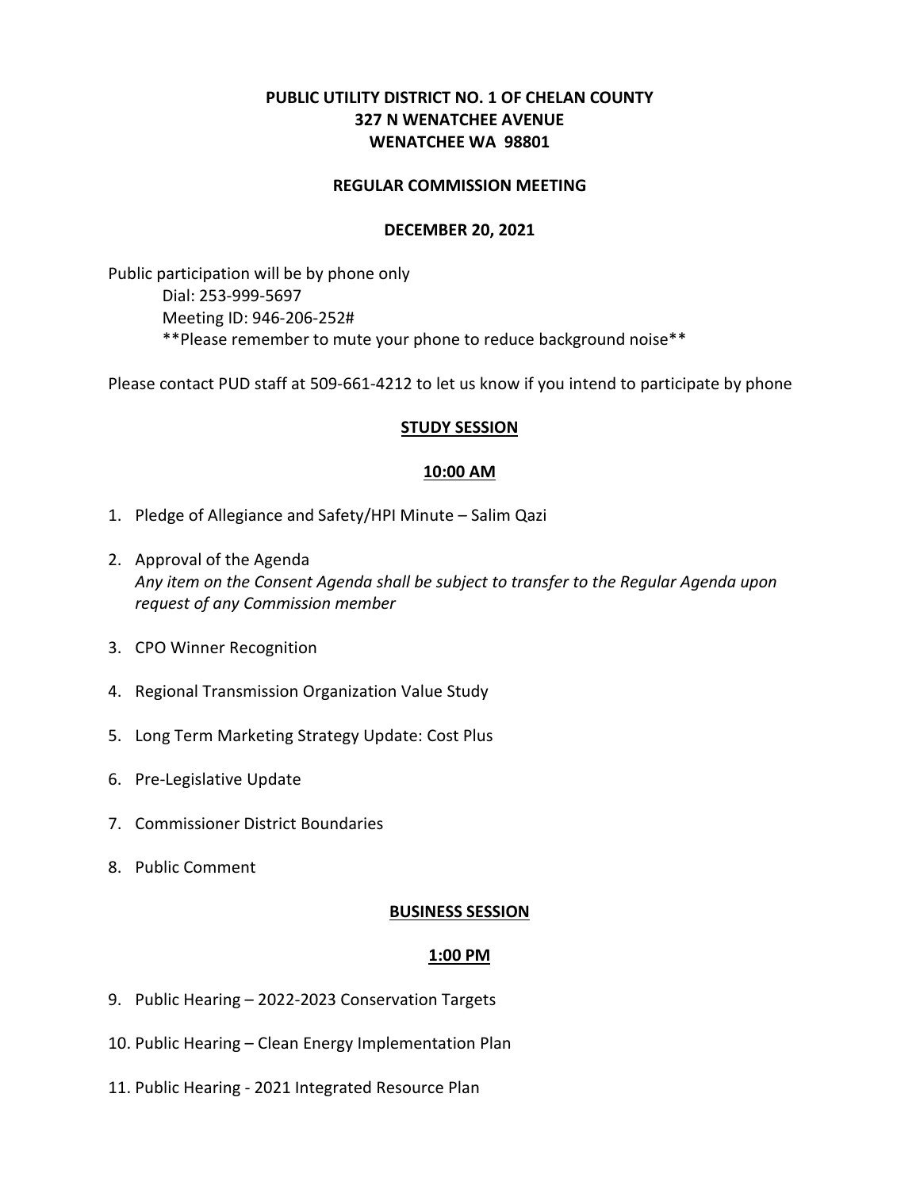**PUBLIC UTILITY DISTRICT NO. 1 OF CHELAN COUNTY**
**327 N WENATCHEE AVENUE**
**WENATCHEE WA 98801**

**REGULAR COMMISSION MEETING**

**DECEMBER 20, 2021**

Public participation will be by phone only
Dial: 253-999-5697
Meeting ID: 946-206-252#
**Please remember to mute your phone to reduce background noise**

Please contact PUD staff at 509-661-4212 to let us know if you intend to participate by phone

## STUDY SESSION

### 10:00 AM

1. Pledge of Allegiance and Safety/HPI Minute – Salim Qazi
2. Approval of the Agenda
   *Any item on the Consent Agenda shall be subject to transfer to the Regular Agenda upon request of any Commission member*
3. CPO Winner Recognition
4. Regional Transmission Organization Value Study
5. Long Term Marketing Strategy Update: Cost Plus
6. Pre-Legislative Update
7. Commissioner District Boundaries
8. Public Comment

## BUSINESS SESSION

### 1:00 PM

9. Public Hearing – 2022-2023 Conservation Targets
10. Public Hearing – Clean Energy Implementation Plan
11. Public Hearing - 2021 Integrated Resource Plan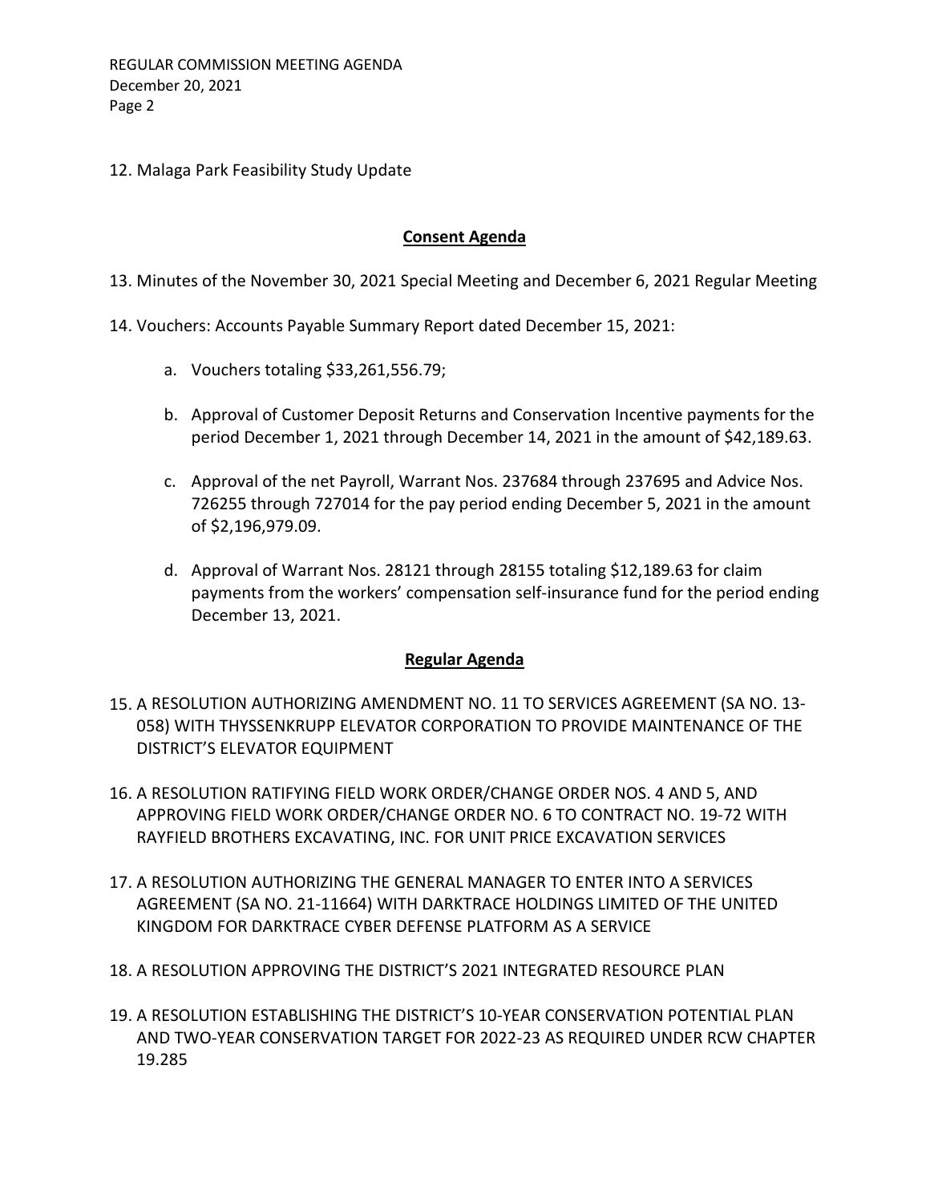12. Malaga Park Feasibility Study Update

## Consent Agenda

13. Minutes of the November 30, 2021 Special Meeting and December 6, 2021 Regular Meeting

14. Vouchers: Accounts Payable Summary Report dated December 15, 2021:

    a. Vouchers totaling $33,261,556.79;

    b. Approval of Customer Deposit Returns and Conservation Incentive payments for the period December 1, 2021 through December 14, 2021 in the amount of $42,189.63.

    c. Approval of the net Payroll, Warrant Nos. 237684 through 237695 and Advice Nos. 726255 through 727014 for the pay period ending December 5, 2021 in the amount of $2,196,979.09.

    d. Approval of Warrant Nos. 28121 through 28155 totaling $12,189.63 for claim payments from the workers' compensation self-insurance fund for the period ending December 13, 2021.

## Regular Agenda

15. A RESOLUTION AUTHORIZING AMENDMENT NO. 11 TO SERVICES AGREEMENT (SA NO. 13-058) WITH THYSSENKRUPP ELEVATOR CORPORATION TO PROVIDE MAINTENANCE OF THE DISTRICT'S ELEVATOR EQUIPMENT

16. A RESOLUTION RATIFYING FIELD WORK ORDER/CHANGE ORDER NOS. 4 AND 5, AND APPROVING FIELD WORK ORDER/CHANGE ORDER NO. 6 TO CONTRACT NO. 19-72 WITH RAYFIELD BROTHERS EXCAVATING, INC. FOR UNIT PRICE EXCAVATION SERVICES

17. A RESOLUTION AUTHORIZING THE GENERAL MANAGER TO ENTER INTO A SERVICES AGREEMENT (SA NO. 21-11664) WITH DARKTRACE HOLDINGS LIMITED OF THE UNITED KINGDOM FOR DARKTRACE CYBER DEFENSE PLATFORM AS A SERVICE

18. A RESOLUTION APPROVING THE DISTRICT'S 2021 INTEGRATED RESOURCE PLAN

19. A RESOLUTION ESTABLISHING THE DISTRICT'S 10-YEAR CONSERVATION POTENTIAL PLAN AND TWO-YEAR CONSERVATION TARGET FOR 2022-23 AS REQUIRED UNDER RCW CHAPTER 19.285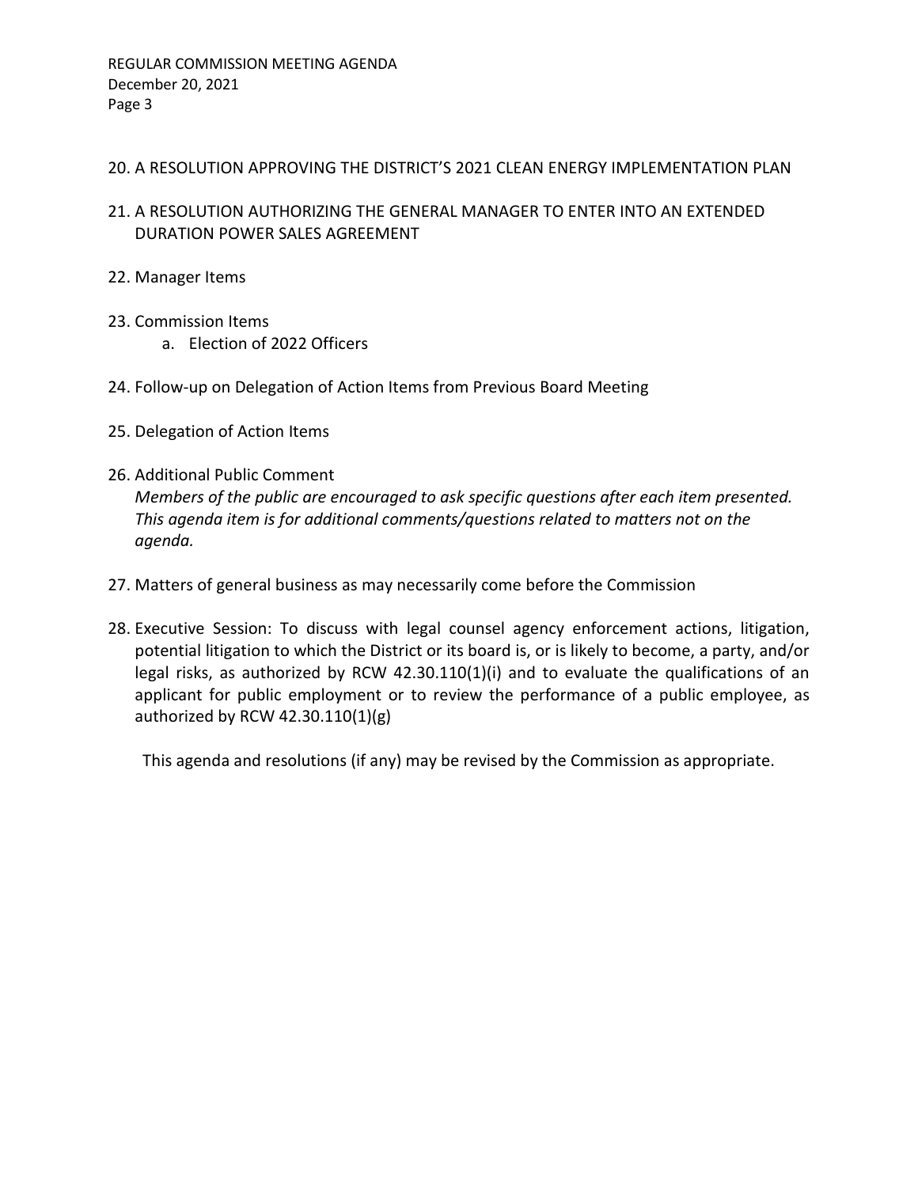20. A RESOLUTION APPROVING THE DISTRICT'S 2021 CLEAN ENERGY IMPLEMENTATION PLAN

21. A RESOLUTION AUTHORIZING THE GENERAL MANAGER TO ENTER INTO AN EXTENDED DURATION POWER SALES AGREEMENT

22. Manager Items

23. Commission Items
    a. Election of 2022 Officers

24. Follow-up on Delegation of Action Items from Previous Board Meeting

25. Delegation of Action Items

26. Additional Public Comment
    *Members of the public are encouraged to ask specific questions after each item presented. This agenda item is for additional comments/questions related to matters not on the agenda.*

27. Matters of general business as may necessarily come before the Commission

28. Executive Session: To discuss with legal counsel agency enforcement actions, litigation, potential litigation to which the District or its board is, or is likely to become, a party, and/or legal risks, as authorized by RCW 42.30.110(1)(i) and to evaluate the qualifications of an applicant for public employment or to review the performance of a public employee, as authorized by RCW 42.30.110(1)(g)

This agenda and resolutions (if any) may be revised by the Commission as appropriate.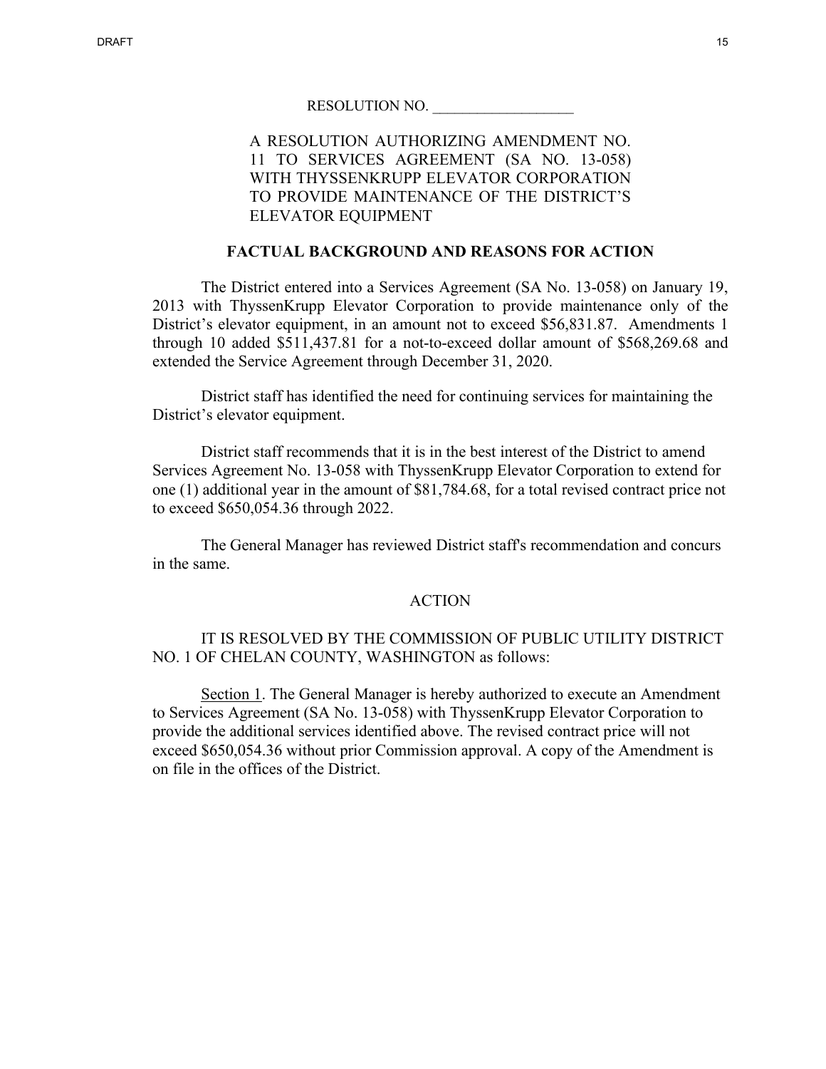RESOLUTION NO. ___________________

A RESOLUTION AUTHORIZING AMENDMENT NO. 11 TO SERVICES AGREEMENT (SA NO. 13-058) WITH THYSSENKRUPP ELEVATOR CORPORATION TO PROVIDE MAINTENANCE OF THE DISTRICT'S ELEVATOR EQUIPMENT

## FACTUAL BACKGROUND AND REASONS FOR ACTION

The District entered into a Services Agreement (SA No. 13-058) on January 19, 2013 with ThyssenKrupp Elevator Corporation to provide maintenance only of the District's elevator equipment, in an amount not to exceed $56,831.87. Amendments 1 through 10 added $511,437.81 for a not-to-exceed dollar amount of $568,269.68 and extended the Service Agreement through December 31, 2020.

District staff has identified the need for continuing services for maintaining the District's elevator equipment.

District staff recommends that it is in the best interest of the District to amend Services Agreement No. 13-058 with ThyssenKrupp Elevator Corporation to extend for one (1) additional year in the amount of $81,784.68, for a total revised contract price not to exceed $650,054.36 through 2022.

The General Manager has reviewed District staff's recommendation and concurs in the same.

## ACTION

IT IS RESOLVED BY THE COMMISSION OF PUBLIC UTILITY DISTRICT NO. 1 OF CHELAN COUNTY, WASHINGTON as follows:

Section 1. The General Manager is hereby authorized to execute an Amendment to Services Agreement (SA No. 13-058) with ThyssenKrupp Elevator Corporation to provide the additional services identified above. The revised contract price will not exceed $650,054.36 without prior Commission approval. A copy of the Amendment is on file in the offices of the District.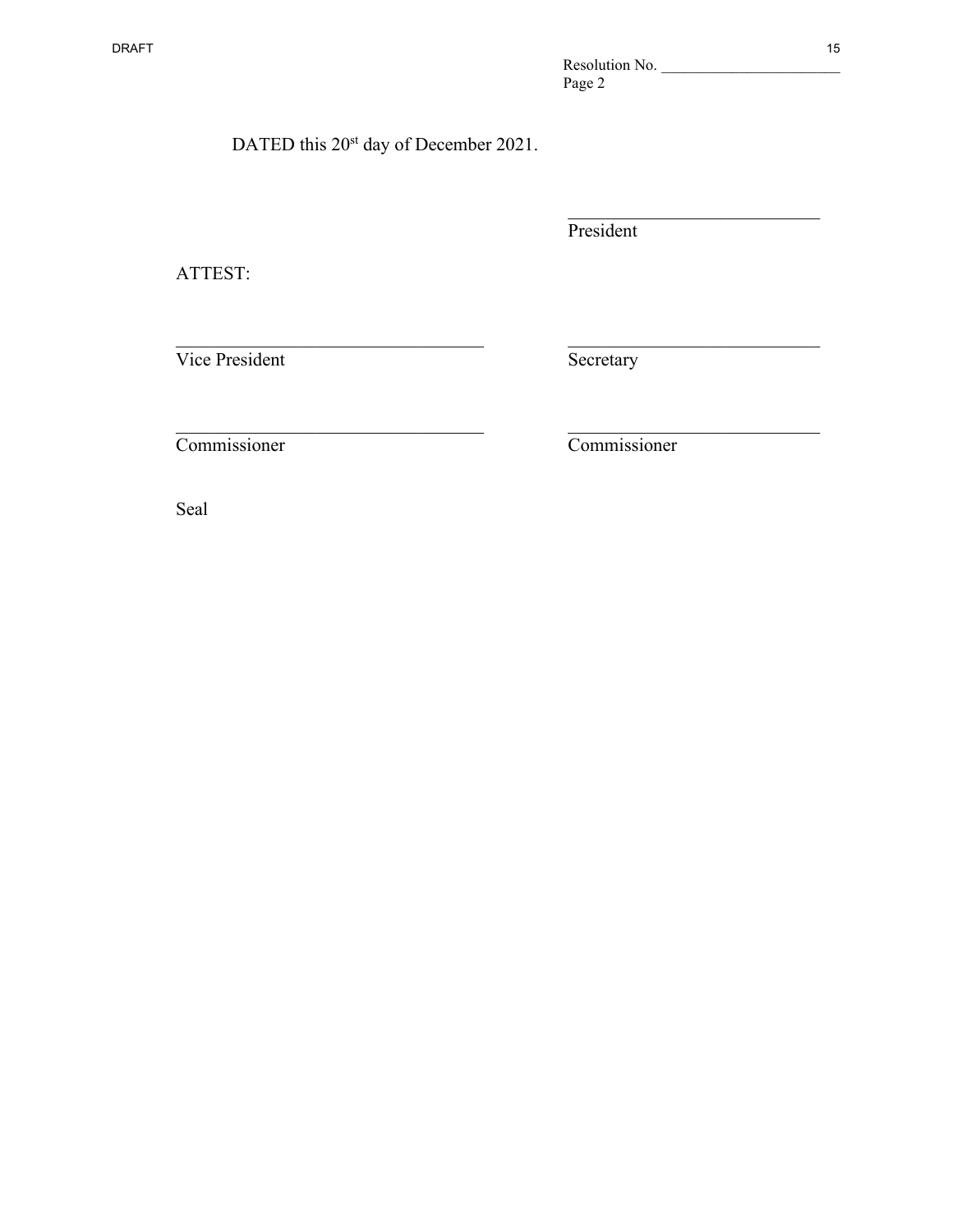Resolution No. ________________________
Page 2

DATED this 20[st] day of December 2021.

____________________________
President

ATTEST:

__________________________________
Vice President

____________________________
Secretary

__________________________________
Commissioner

____________________________
Commissioner

Seal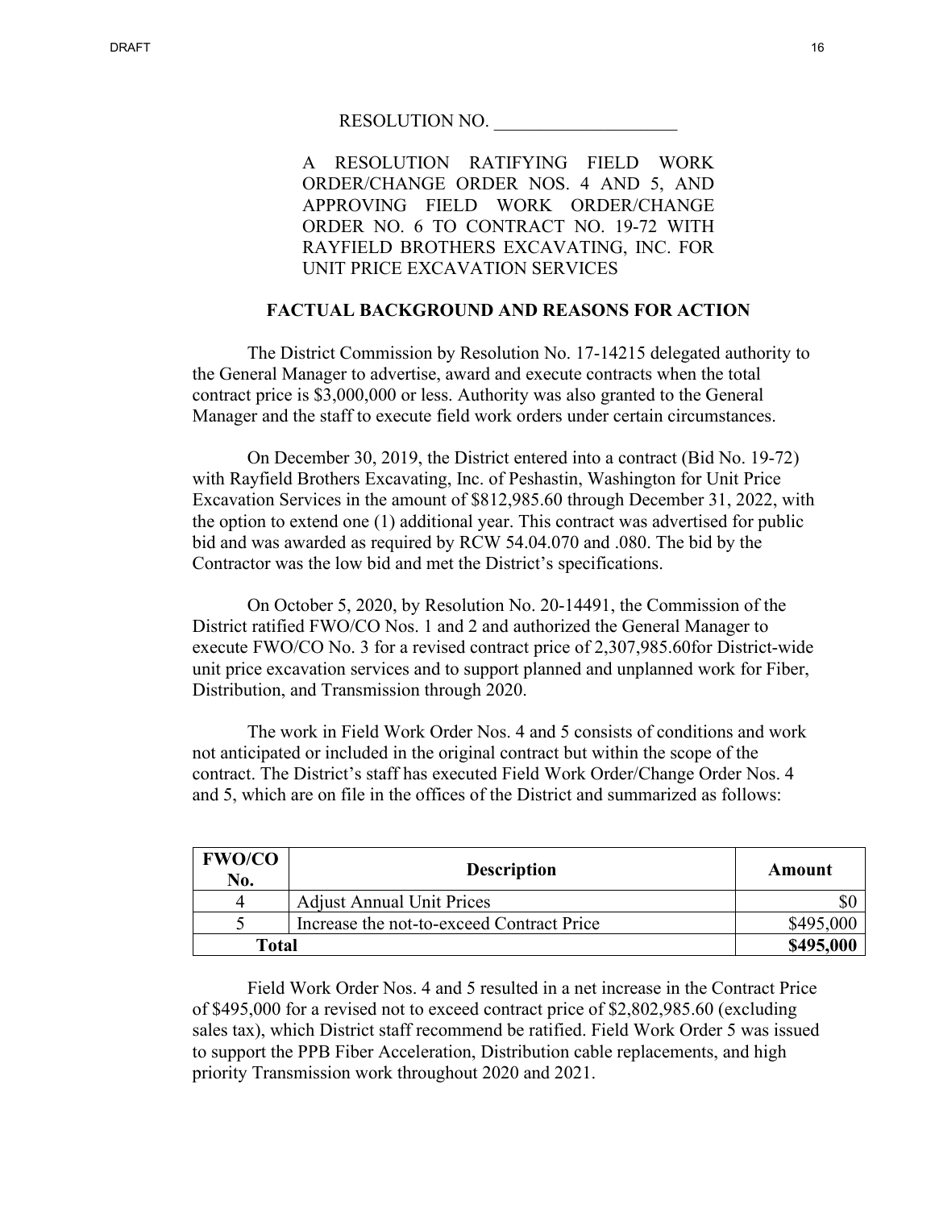RESOLUTION NO. ____________________

A RESOLUTION RATIFYING FIELD WORK ORDER/CHANGE ORDER NOS. 4 AND 5, AND APPROVING FIELD WORK ORDER/CHANGE ORDER NO. 6 TO CONTRACT NO. 19-72 WITH RAYFIELD BROTHERS EXCAVATING, INC. FOR UNIT PRICE EXCAVATION SERVICES

## FACTUAL BACKGROUND AND REASONS FOR ACTION

The District Commission by Resolution No. 17-14215 delegated authority to the General Manager to advertise, award and execute contracts when the total contract price is $3,000,000 or less. Authority was also granted to the General Manager and the staff to execute field work orders under certain circumstances.

On December 30, 2019, the District entered into a contract (Bid No. 19-72) with Rayfield Brothers Excavating, Inc. of Peshastin, Washington for Unit Price Excavation Services in the amount of $812,985.60 through December 31, 2022, with the option to extend one (1) additional year. This contract was advertised for public bid and was awarded as required by RCW 54.04.070 and .080. The bid by the Contractor was the low bid and met the District's specifications.

On October 5, 2020, by Resolution No. 20-14491, the Commission of the District ratified FWO/CO Nos. 1 and 2 and authorized the General Manager to execute FWO/CO No. 3 for a revised contract price of 2,307,985.60for District-wide unit price excavation services and to support planned and unplanned work for Fiber, Distribution, and Transmission through 2020.

The work in Field Work Order Nos. 4 and 5 consists of conditions and work not anticipated or included in the original contract but within the scope of the contract. The District's staff has executed Field Work Order/Change Order Nos. 4 and 5, which are on file in the offices of the District and summarized as follows:

| FWO/CO No. | Description | Amount |
|---|---|---|
| 4 | Adjust Annual Unit Prices | $0 |
| 5 | Increase the not-to-exceed Contract Price | $495,000 |
| **Total** | | **$495,000** |

Field Work Order Nos. 4 and 5 resulted in a net increase in the Contract Price of $495,000 for a revised not to exceed contract price of $2,802,985.60 (excluding sales tax), which District staff recommend be ratified. Field Work Order 5 was issued to support the PPB Fiber Acceleration, Distribution cable replacements, and high priority Transmission work throughout 2020 and 2021.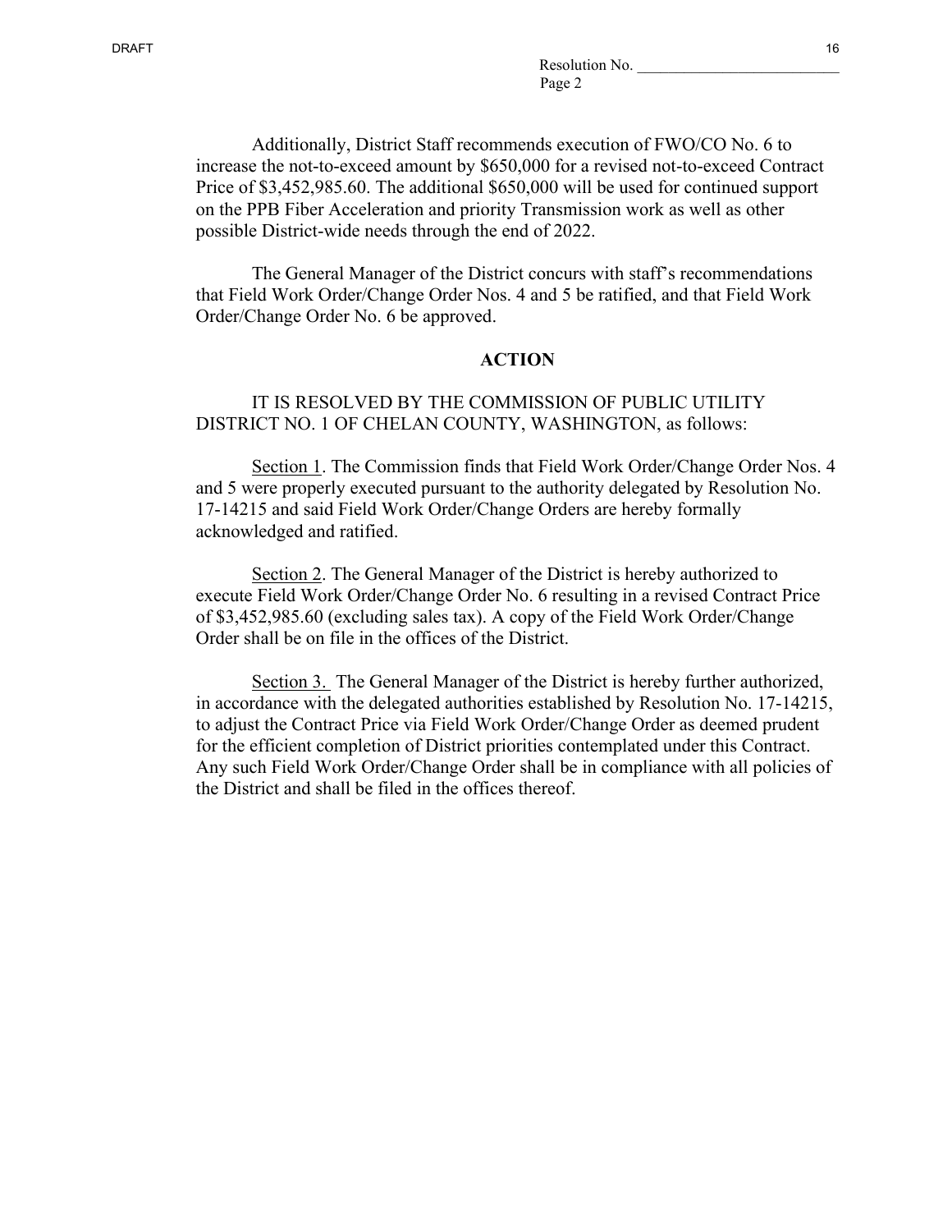Additionally, District Staff recommends execution of FWO/CO No. 6 to increase the not-to-exceed amount by $650,000 for a revised not-to-exceed Contract Price of $3,452,985.60. The additional $650,000 will be used for continued support on the PPB Fiber Acceleration and priority Transmission work as well as other possible District-wide needs through the end of 2022.

The General Manager of the District concurs with staff's recommendations that Field Work Order/Change Order Nos. 4 and 5 be ratified, and that Field Work Order/Change Order No. 6 be approved.

## ACTION

IT IS RESOLVED BY THE COMMISSION OF PUBLIC UTILITY DISTRICT NO. 1 OF CHELAN COUNTY, WASHINGTON, as follows:

Section 1. The Commission finds that Field Work Order/Change Order Nos. 4 and 5 were properly executed pursuant to the authority delegated by Resolution No. 17-14215 and said Field Work Order/Change Orders are hereby formally acknowledged and ratified.

Section 2. The General Manager of the District is hereby authorized to execute Field Work Order/Change Order No. 6 resulting in a revised Contract Price of $3,452,985.60 (excluding sales tax). A copy of the Field Work Order/Change Order shall be on file in the offices of the District.

Section 3. The General Manager of the District is hereby further authorized, in accordance with the delegated authorities established by Resolution No. 17-14215, to adjust the Contract Price via Field Work Order/Change Order as deemed prudent for the efficient completion of District priorities contemplated under this Contract. Any such Field Work Order/Change Order shall be in compliance with all policies of the District and shall be filed in the offices thereof.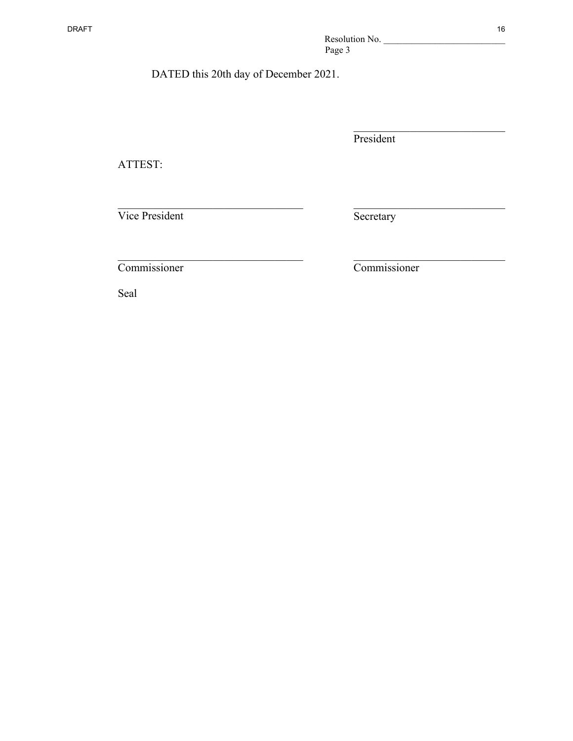Resolution No. \_\_\_\_\_\_\_\_\_\_\_\_\_\_\_\_\_\_\_\_\_\_\_\_\_\_
Page 3

DATED this 20th day of December 2021.

\_\_\_\_\_\_\_\_\_\_\_\_\_\_\_\_\_\_\_\_\_\_\_\_\_\_\_\_
President

ATTEST:

\_\_\_\_\_\_\_\_\_\_\_\_\_\_\_\_\_\_\_\_\_\_\_\_\_\_\_\_
Vice President

\_\_\_\_\_\_\_\_\_\_\_\_\_\_\_\_\_\_\_\_\_\_\_\_\_\_\_\_
Secretary

\_\_\_\_\_\_\_\_\_\_\_\_\_\_\_\_\_\_\_\_\_\_\_\_\_\_\_\_
Commissioner

\_\_\_\_\_\_\_\_\_\_\_\_\_\_\_\_\_\_\_\_\_\_\_\_\_\_\_\_
Commissioner

Seal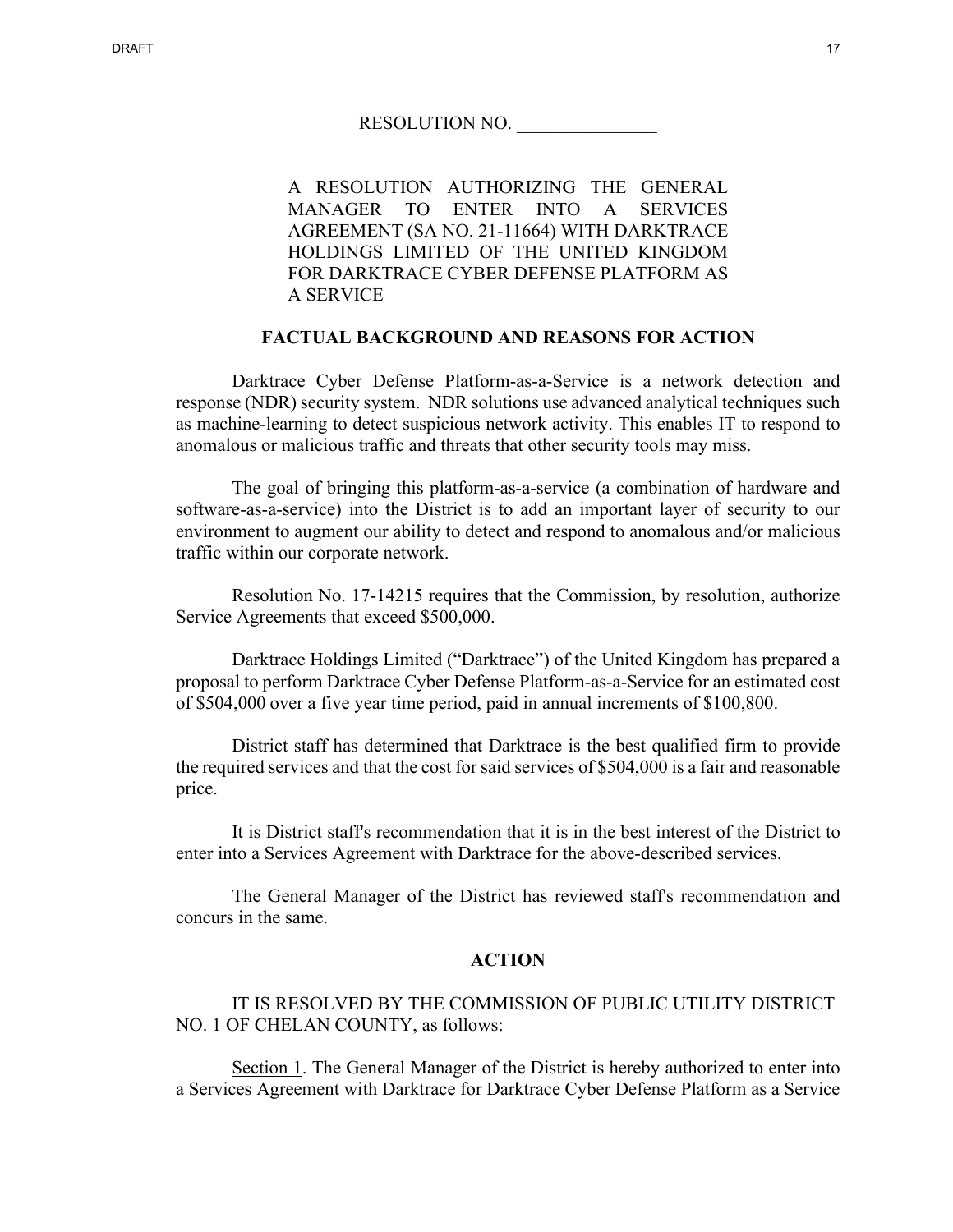RESOLUTION NO. _______________

A RESOLUTION AUTHORIZING THE GENERAL MANAGER TO ENTER INTO A SERVICES AGREEMENT (SA NO. 21-11664) WITH DARKTRACE HOLDINGS LIMITED OF THE UNITED KINGDOM FOR DARKTRACE CYBER DEFENSE PLATFORM AS A SERVICE

## FACTUAL BACKGROUND AND REASONS FOR ACTION

Darktrace Cyber Defense Platform-as-a-Service is a network detection and response (NDR) security system. NDR solutions use advanced analytical techniques such as machine-learning to detect suspicious network activity. This enables IT to respond to anomalous or malicious traffic and threats that other security tools may miss.

The goal of bringing this platform-as-a-service (a combination of hardware and software-as-a-service) into the District is to add an important layer of security to our environment to augment our ability to detect and respond to anomalous and/or malicious traffic within our corporate network.

Resolution No. 17-14215 requires that the Commission, by resolution, authorize Service Agreements that exceed $500,000.

Darktrace Holdings Limited ("Darktrace") of the United Kingdom has prepared a proposal to perform Darktrace Cyber Defense Platform-as-a-Service for an estimated cost of $504,000 over a five year time period, paid in annual increments of $100,800.

District staff has determined that Darktrace is the best qualified firm to provide the required services and that the cost for said services of $504,000 is a fair and reasonable price.

It is District staff's recommendation that it is in the best interest of the District to enter into a Services Agreement with Darktrace for the above-described services.

The General Manager of the District has reviewed staff's recommendation and concurs in the same.

## ACTION

IT IS RESOLVED BY THE COMMISSION OF PUBLIC UTILITY DISTRICT NO. 1 OF CHELAN COUNTY, as follows:

Section 1. The General Manager of the District is hereby authorized to enter into a Services Agreement with Darktrace for Darktrace Cyber Defense Platform as a Service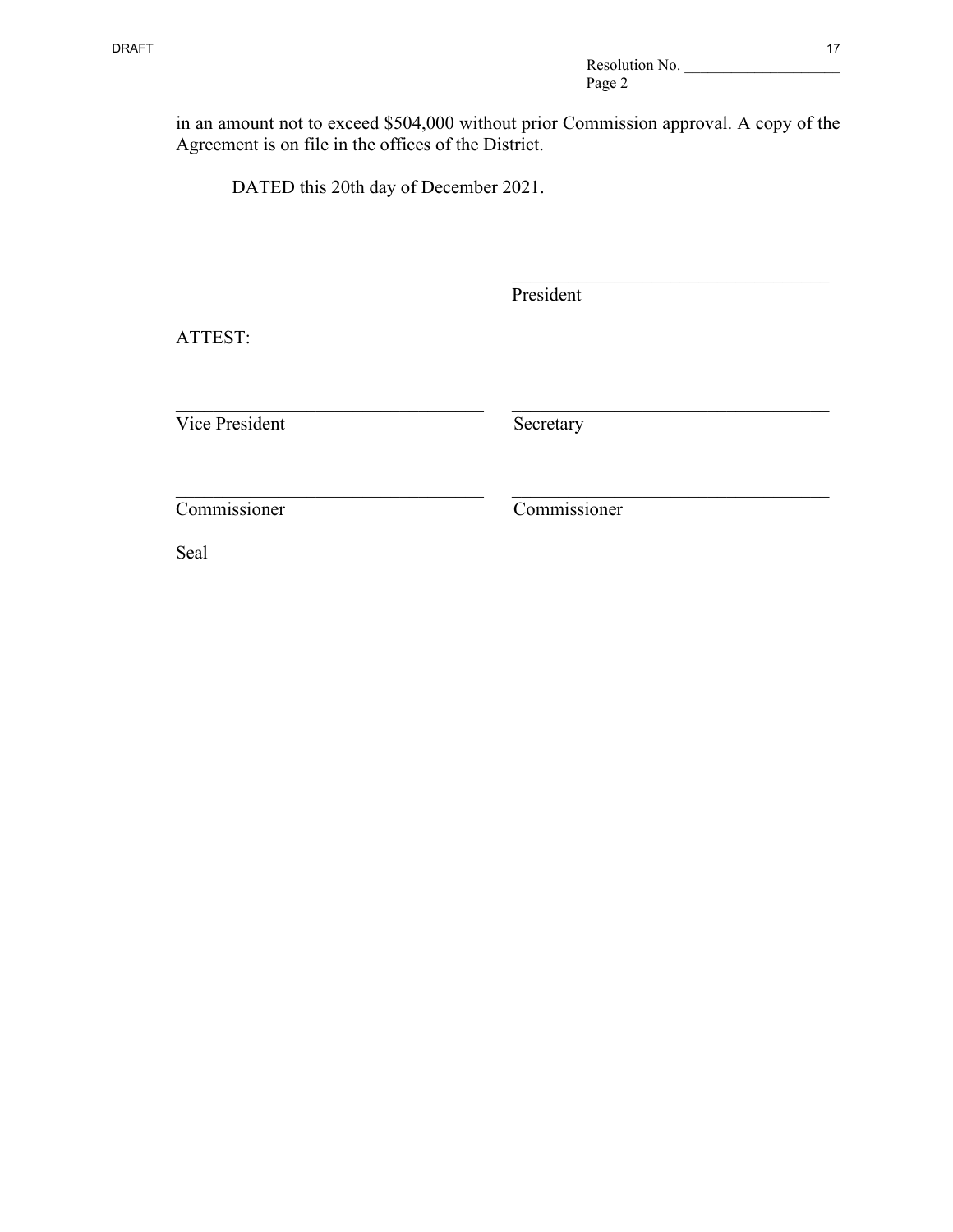in an amount not to exceed $504,000 without prior Commission approval. A copy of the Agreement is on file in the offices of the District.

DATED this 20th day of December 2021.

\_\_\_\_\_\_\_\_\_\_\_\_\_\_\_\_\_\_\_\_\_\_\_\_\_\_\_\_\_\_\_\_\_\_\_
President

ATTEST:

| | |
|---|---|
| \_\_\_\_\_\_\_\_\_\_\_\_\_\_\_\_\_\_\_\_\_\_\_\_\_\_\_\_\_\_\_\_\_\_\_ | \_\_\_\_\_\_\_\_\_\_\_\_\_\_\_\_\_\_\_\_\_\_\_\_\_\_\_\_\_\_\_\_\_\_\_ |
| Vice President | Secretary |
| \_\_\_\_\_\_\_\_\_\_\_\_\_\_\_\_\_\_\_\_\_\_\_\_\_\_\_\_\_\_\_\_\_\_\_ | \_\_\_\_\_\_\_\_\_\_\_\_\_\_\_\_\_\_\_\_\_\_\_\_\_\_\_\_\_\_\_\_\_\_\_ |
| Commissioner | Commissioner |

Seal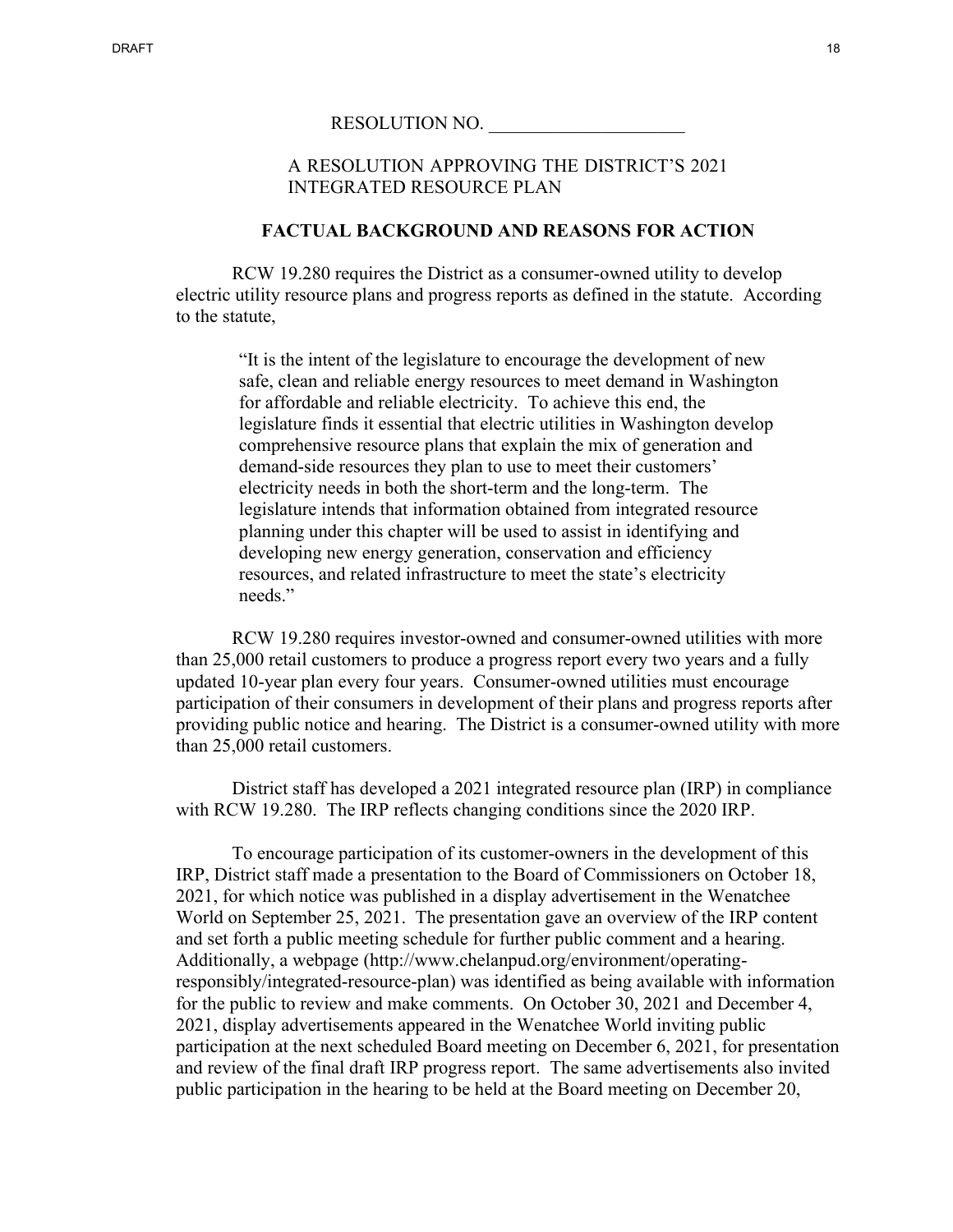RESOLUTION NO. _____________________

A RESOLUTION APPROVING THE DISTRICT'S 2021 INTEGRATED RESOURCE PLAN

**FACTUAL BACKGROUND AND REASONS FOR ACTION**

RCW 19.280 requires the District as a consumer-owned utility to develop electric utility resource plans and progress reports as defined in the statute. According to the statute,

> "It is the intent of the legislature to encourage the development of new safe, clean and reliable energy resources to meet demand in Washington for affordable and reliable electricity. To achieve this end, the legislature finds it essential that electric utilities in Washington develop comprehensive resource plans that explain the mix of generation and demand-side resources they plan to use to meet their customers' electricity needs in both the short-term and the long-term. The legislature intends that information obtained from integrated resource planning under this chapter will be used to assist in identifying and developing new energy generation, conservation and efficiency resources, and related infrastructure to meet the state's electricity needs."

RCW 19.280 requires investor-owned and consumer-owned utilities with more than 25,000 retail customers to produce a progress report every two years and a fully updated 10-year plan every four years. Consumer-owned utilities must encourage participation of their consumers in development of their plans and progress reports after providing public notice and hearing. The District is a consumer-owned utility with more than 25,000 retail customers.

District staff has developed a 2021 integrated resource plan (IRP) in compliance with RCW 19.280. The IRP reflects changing conditions since the 2020 IRP.

To encourage participation of its customer-owners in the development of this IRP, District staff made a presentation to the Board of Commissioners on October 18, 2021, for which notice was published in a display advertisement in the Wenatchee World on September 25, 2021. The presentation gave an overview of the IRP content and set forth a public meeting schedule for further public comment and a hearing. Additionally, a webpage (http://www.chelanpud.org/environment/operating-responsibly/integrated-resource-plan) was identified as being available with information for the public to review and make comments. On October 30, 2021 and December 4, 2021, display advertisements appeared in the Wenatchee World inviting public participation at the next scheduled Board meeting on December 6, 2021, for presentation and review of the final draft IRP progress report. The same advertisements also invited public participation in the hearing to be held at the Board meeting on December 20,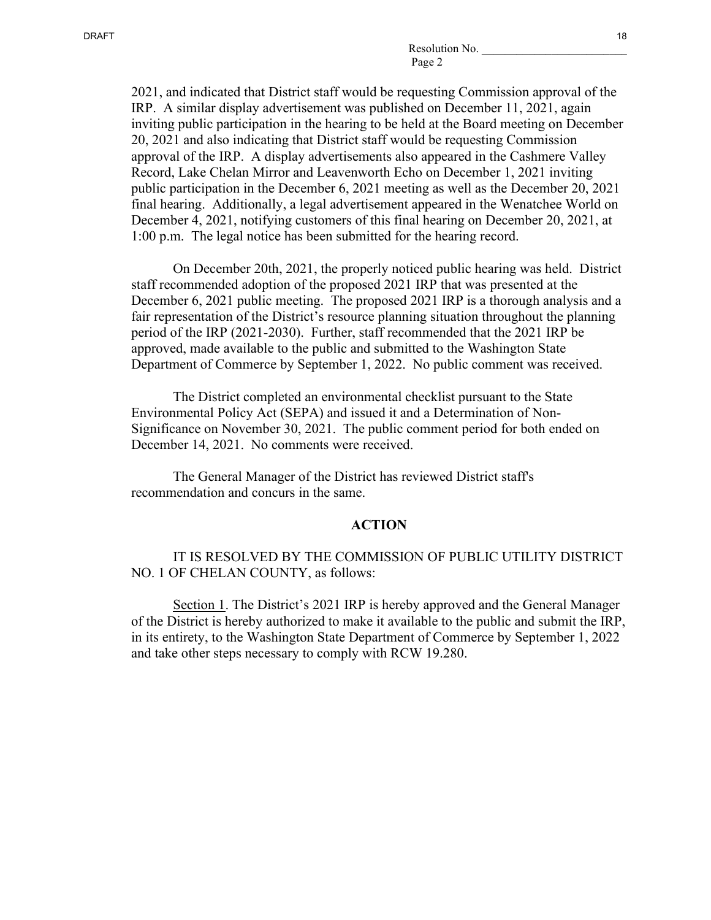2021, and indicated that District staff would be requesting Commission approval of the IRP. A similar display advertisement was published on December 11, 2021, again inviting public participation in the hearing to be held at the Board meeting on December 20, 2021 and also indicating that District staff would be requesting Commission approval of the IRP. A display advertisements also appeared in the Cashmere Valley Record, Lake Chelan Mirror and Leavenworth Echo on December 1, 2021 inviting public participation in the December 6, 2021 meeting as well as the December 20, 2021 final hearing. Additionally, a legal advertisement appeared in the Wenatchee World on December 4, 2021, notifying customers of this final hearing on December 20, 2021, at 1:00 p.m. The legal notice has been submitted for the hearing record.

On December 20th, 2021, the properly noticed public hearing was held. District staff recommended adoption of the proposed 2021 IRP that was presented at the December 6, 2021 public meeting. The proposed 2021 IRP is a thorough analysis and a fair representation of the District's resource planning situation throughout the planning period of the IRP (2021-2030). Further, staff recommended that the 2021 IRP be approved, made available to the public and submitted to the Washington State Department of Commerce by September 1, 2022. No public comment was received.

The District completed an environmental checklist pursuant to the State Environmental Policy Act (SEPA) and issued it and a Determination of Non-Significance on November 30, 2021. The public comment period for both ended on December 14, 2021. No comments were received.

The General Manager of the District has reviewed District staff's recommendation and concurs in the same.

## ACTION

IT IS RESOLVED BY THE COMMISSION OF PUBLIC UTILITY DISTRICT NO. 1 OF CHELAN COUNTY, as follows:

Section 1. The District's 2021 IRP is hereby approved and the General Manager of the District is hereby authorized to make it available to the public and submit the IRP, in its entirety, to the Washington State Department of Commerce by September 1, 2022 and take other steps necessary to comply with RCW 19.280.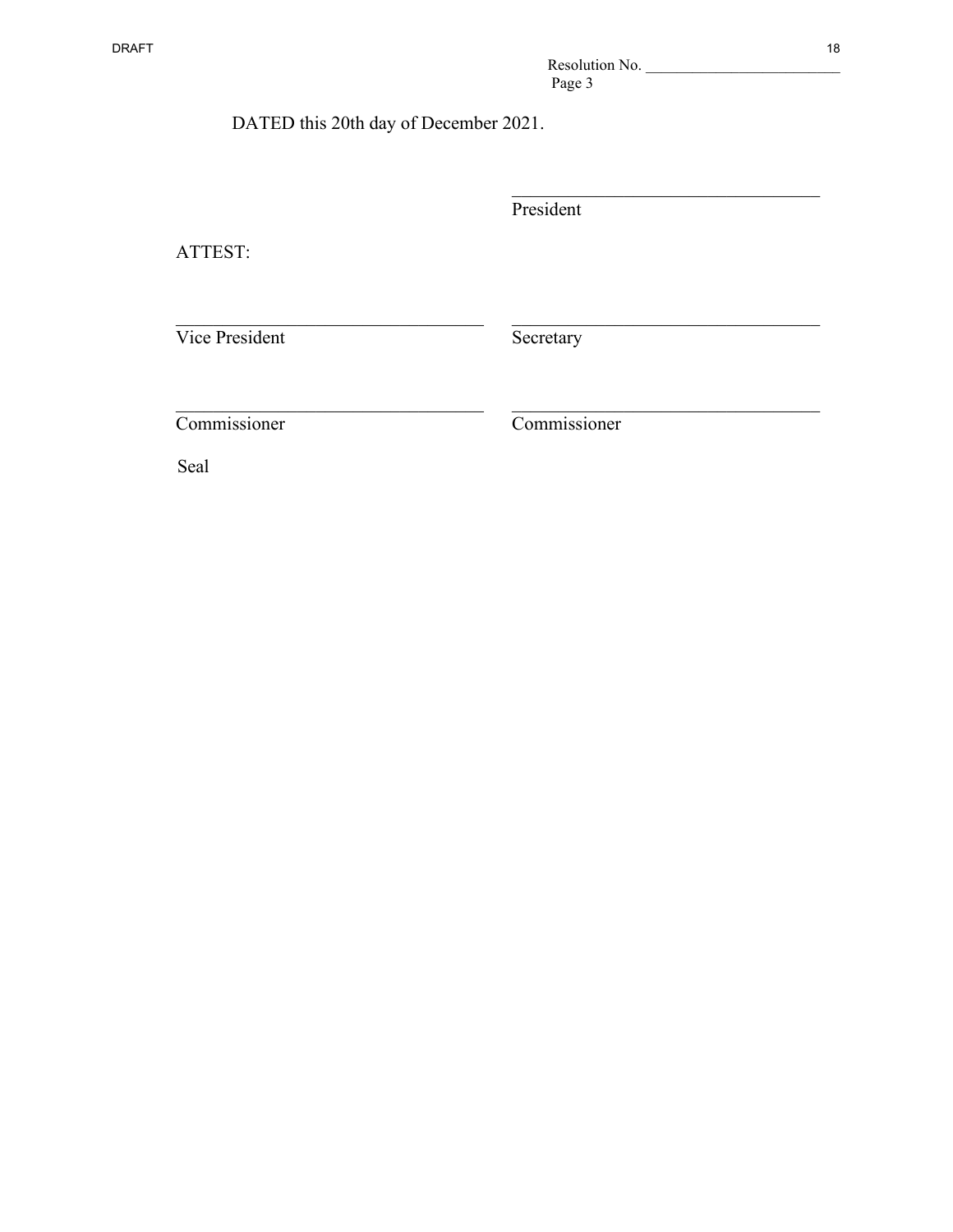Resolution No. _________________________
Page 3

DATED this 20th day of December 2021.

___________________________________
President

ATTEST:

___________________________________
Vice President

___________________________________
Secretary

___________________________________
Commissioner

___________________________________
Commissioner

Seal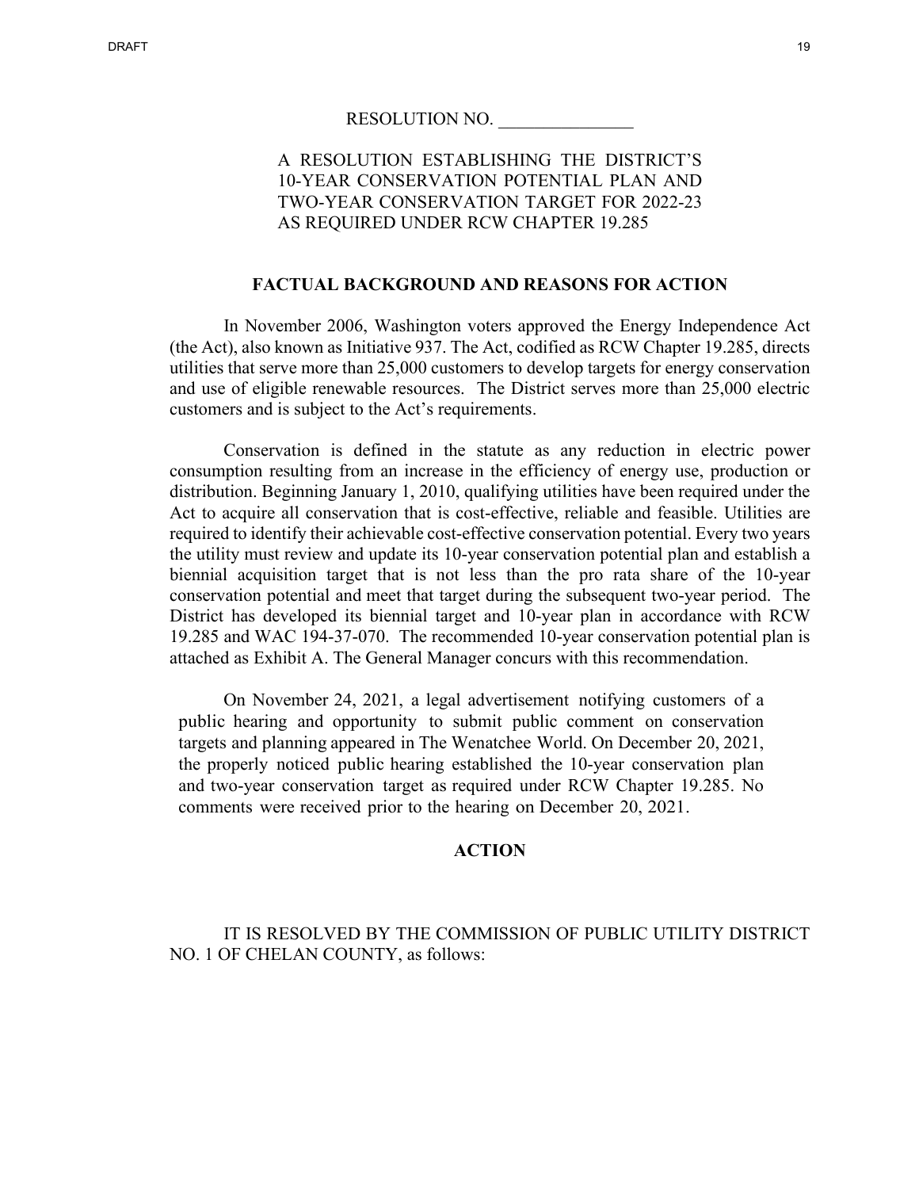RESOLUTION NO. _______________

A RESOLUTION ESTABLISHING THE DISTRICT'S 10-YEAR CONSERVATION POTENTIAL PLAN AND TWO-YEAR CONSERVATION TARGET FOR 2022-23 AS REQUIRED UNDER RCW CHAPTER 19.285

**FACTUAL BACKGROUND AND REASONS FOR ACTION**

In November 2006, Washington voters approved the Energy Independence Act (the Act), also known as Initiative 937. The Act, codified as RCW Chapter 19.285, directs utilities that serve more than 25,000 customers to develop targets for energy conservation and use of eligible renewable resources. The District serves more than 25,000 electric customers and is subject to the Act's requirements.

Conservation is defined in the statute as any reduction in electric power consumption resulting from an increase in the efficiency of energy use, production or distribution. Beginning January 1, 2010, qualifying utilities have been required under the Act to acquire all conservation that is cost-effective, reliable and feasible. Utilities are required to identify their achievable cost-effective conservation potential. Every two years the utility must review and update its 10-year conservation potential plan and establish a biennial acquisition target that is not less than the pro rata share of the 10-year conservation potential and meet that target during the subsequent two-year period. The District has developed its biennial target and 10-year plan in accordance with RCW 19.285 and WAC 194-37-070. The recommended 10-year conservation potential plan is attached as Exhibit A. The General Manager concurs with this recommendation.

On November 24, 2021, a legal advertisement notifying customers of a public hearing and opportunity to submit public comment on conservation targets and planning appeared in The Wenatchee World. On December 20, 2021, the properly noticed public hearing established the 10-year conservation plan and two-year conservation target as required under RCW Chapter 19.285. No comments were received prior to the hearing on December 20, 2021.

**ACTION**

IT IS RESOLVED BY THE COMMISSION OF PUBLIC UTILITY DISTRICT NO. 1 OF CHELAN COUNTY, as follows: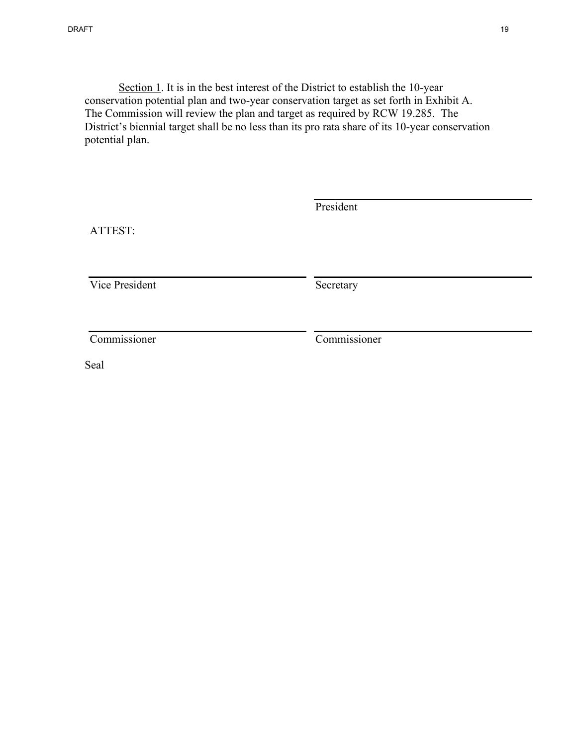Section 1. It is in the best interest of the District to establish the 10-year conservation potential plan and two-year conservation target as set forth in Exhibit A. The Commission will review the plan and target as required by RCW 19.285. The District's biennial target shall be no less than its pro rata share of its 10-year conservation potential plan.

| | |
|---|---|
| | \_\_\_\_\_\_\_\_\_\_\_\_\_\_\_\_\_\_\_\_\_\_\_\_\_\_\_\_ |
| | President |
| ATTEST: | |
| \_\_\_\_\_\_\_\_\_\_\_\_\_\_\_\_\_\_\_\_\_\_\_\_\_\_\_\_ | \_\_\_\_\_\_\_\_\_\_\_\_\_\_\_\_\_\_\_\_\_\_\_\_\_\_\_\_ |
| Vice President | Secretary |
| \_\_\_\_\_\_\_\_\_\_\_\_\_\_\_\_\_\_\_\_\_\_\_\_\_\_\_\_ | \_\_\_\_\_\_\_\_\_\_\_\_\_\_\_\_\_\_\_\_\_\_\_\_\_\_\_\_ |
| Commissioner | Commissioner |

Seal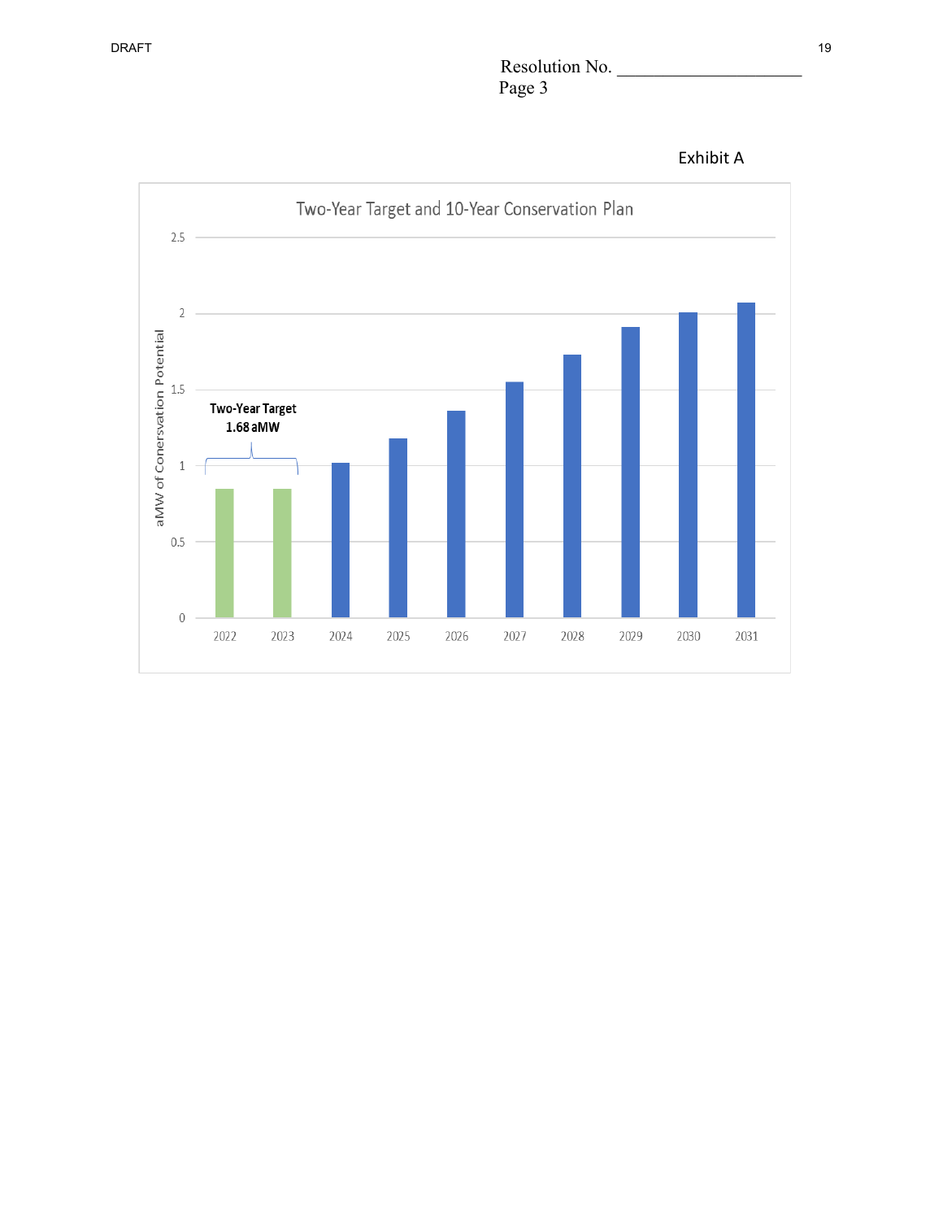Resolution No. ____________________
Page 3

Exhibit A

Two-Year Target and 10-Year Conservation Plan

Two-Year Target
1.68 aMW

| Year | aMW of Conersvation Potential |
| --- | --- |
| 2022 | ~0.84 |
| 2023 | ~0.84 |
| 2024 | ~1.01 |
| 2025 | ~1.18 |
| 2026 | ~1.36 |
| 2027 | ~1.55 |
| 2028 | ~1.73 |
| 2029 | ~1.91 |
| 2030 | ~2.01 |
| 2031 | ~2.07 |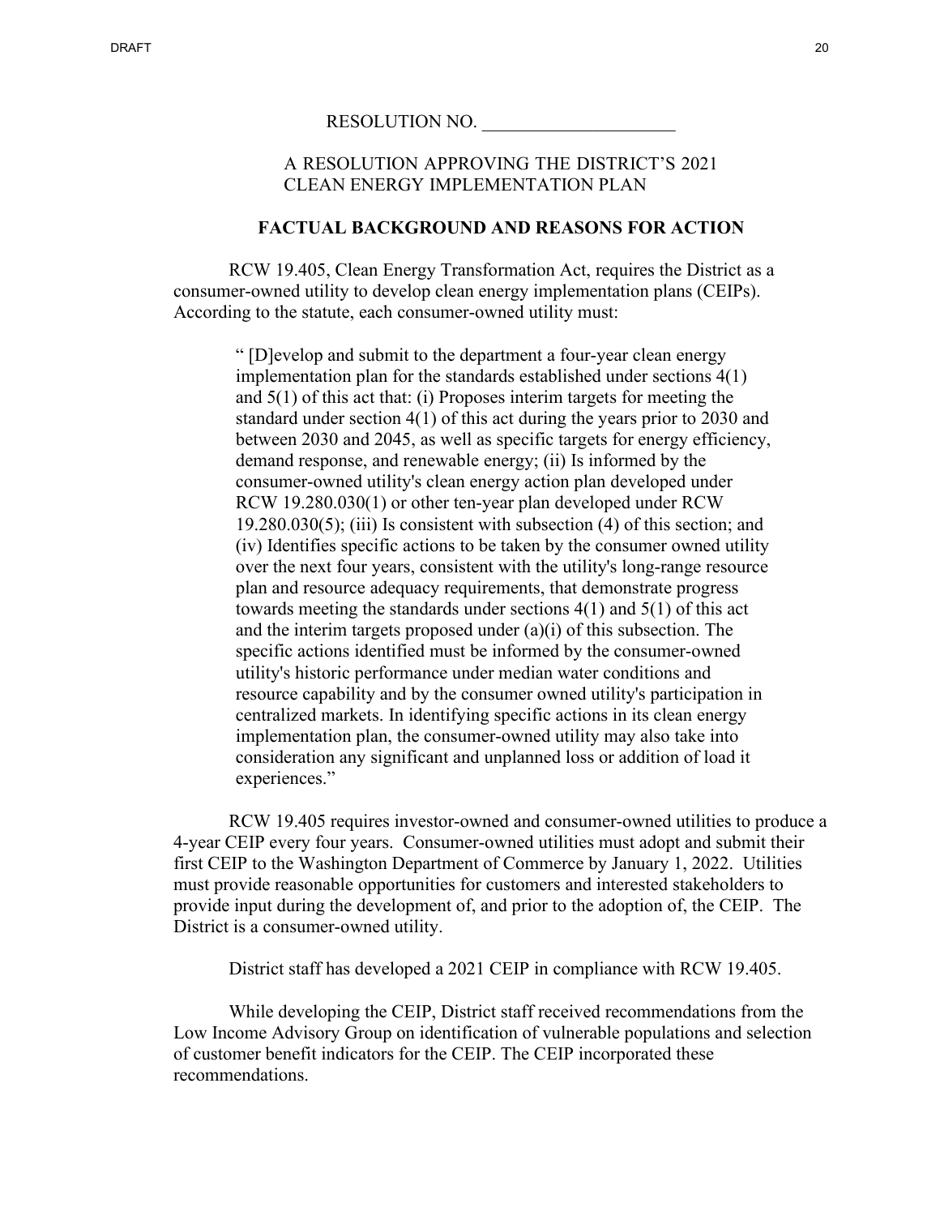RESOLUTION NO. ______________________

A RESOLUTION APPROVING THE DISTRICT'S 2021 CLEAN ENERGY IMPLEMENTATION PLAN

**FACTUAL BACKGROUND AND REASONS FOR ACTION**

RCW 19.405, Clean Energy Transformation Act, requires the District as a consumer-owned utility to develop clean energy implementation plans (CEIPs). According to the statute, each consumer-owned utility must:

> " [D]evelop and submit to the department a four-year clean energy implementation plan for the standards established under sections 4(1) and 5(1) of this act that: (i) Proposes interim targets for meeting the standard under section 4(1) of this act during the years prior to 2030 and between 2030 and 2045, as well as specific targets for energy efficiency, demand response, and renewable energy; (ii) Is informed by the consumer-owned utility's clean energy action plan developed under RCW 19.280.030(1) or other ten-year plan developed under RCW 19.280.030(5); (iii) Is consistent with subsection (4) of this section; and (iv) Identifies specific actions to be taken by the consumer owned utility over the next four years, consistent with the utility's long-range resource plan and resource adequacy requirements, that demonstrate progress towards meeting the standards under sections 4(1) and 5(1) of this act and the interim targets proposed under (a)(i) of this subsection. The specific actions identified must be informed by the consumer-owned utility's historic performance under median water conditions and resource capability and by the consumer owned utility's participation in centralized markets. In identifying specific actions in its clean energy implementation plan, the consumer-owned utility may also take into consideration any significant and unplanned loss or addition of load it experiences."

RCW 19.405 requires investor-owned and consumer-owned utilities to produce a 4-year CEIP every four years. Consumer-owned utilities must adopt and submit their first CEIP to the Washington Department of Commerce by January 1, 2022. Utilities must provide reasonable opportunities for customers and interested stakeholders to provide input during the development of, and prior to the adoption of, the CEIP. The District is a consumer-owned utility.

District staff has developed a 2021 CEIP in compliance with RCW 19.405.

While developing the CEIP, District staff received recommendations from the Low Income Advisory Group on identification of vulnerable populations and selection of customer benefit indicators for the CEIP. The CEIP incorporated these recommendations.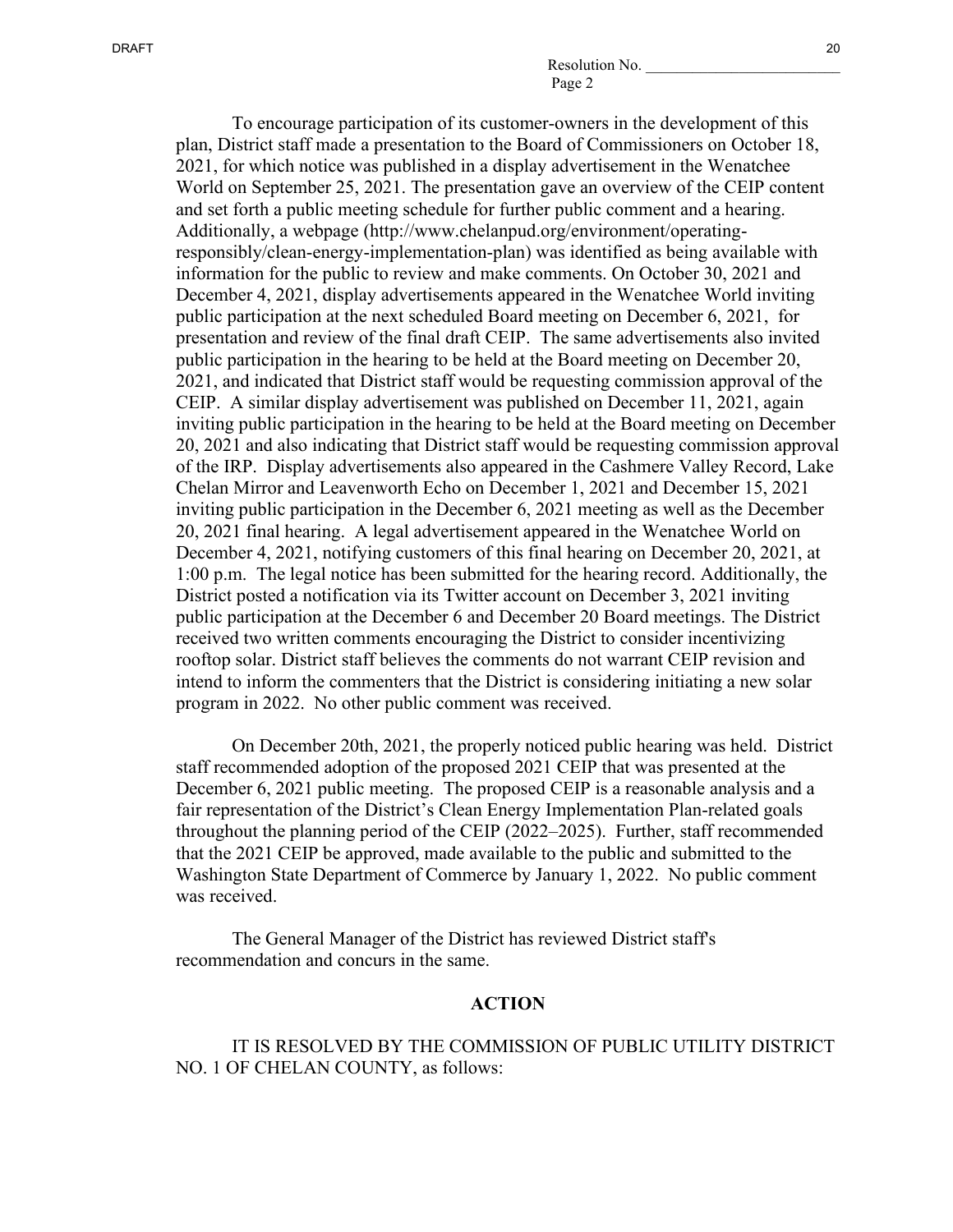Resolution No. \_\_\_\_\_\_\_\_\_\_\_\_\_\_\_\_\_\_\_\_\_\_\_\_\_
Page 2

To encourage participation of its customer-owners in the development of this plan, District staff made a presentation to the Board of Commissioners on October 18, 2021, for which notice was published in a display advertisement in the Wenatchee World on September 25, 2021. The presentation gave an overview of the CEIP content and set forth a public meeting schedule for further public comment and a hearing. Additionally, a webpage (http://www.chelanpud.org/environment/operating-responsibly/clean-energy-implementation-plan) was identified as being available with information for the public to review and make comments. On October 30, 2021 and December 4, 2021, display advertisements appeared in the Wenatchee World inviting public participation at the next scheduled Board meeting on December 6, 2021, for presentation and review of the final draft CEIP. The same advertisements also invited public participation in the hearing to be held at the Board meeting on December 20, 2021, and indicated that District staff would be requesting commission approval of the CEIP. A similar display advertisement was published on December 11, 2021, again inviting public participation in the hearing to be held at the Board meeting on December 20, 2021 and also indicating that District staff would be requesting commission approval of the IRP. Display advertisements also appeared in the Cashmere Valley Record, Lake Chelan Mirror and Leavenworth Echo on December 1, 2021 and December 15, 2021 inviting public participation in the December 6, 2021 meeting as well as the December 20, 2021 final hearing. A legal advertisement appeared in the Wenatchee World on December 4, 2021, notifying customers of this final hearing on December 20, 2021, at 1:00 p.m. The legal notice has been submitted for the hearing record. Additionally, the District posted a notification via its Twitter account on December 3, 2021 inviting public participation at the December 6 and December 20 Board meetings. The District received two written comments encouraging the District to consider incentivizing rooftop solar. District staff believes the comments do not warrant CEIP revision and intend to inform the commenters that the District is considering initiating a new solar program in 2022. No other public comment was received.

On December 20th, 2021, the properly noticed public hearing was held. District staff recommended adoption of the proposed 2021 CEIP that was presented at the December 6, 2021 public meeting. The proposed CEIP is a reasonable analysis and a fair representation of the District's Clean Energy Implementation Plan-related goals throughout the planning period of the CEIP (2022–2025). Further, staff recommended that the 2021 CEIP be approved, made available to the public and submitted to the Washington State Department of Commerce by January 1, 2022. No public comment was received.

The General Manager of the District has reviewed District staff's recommendation and concurs in the same.

## ACTION

IT IS RESOLVED BY THE COMMISSION OF PUBLIC UTILITY DISTRICT NO. 1 OF CHELAN COUNTY, as follows: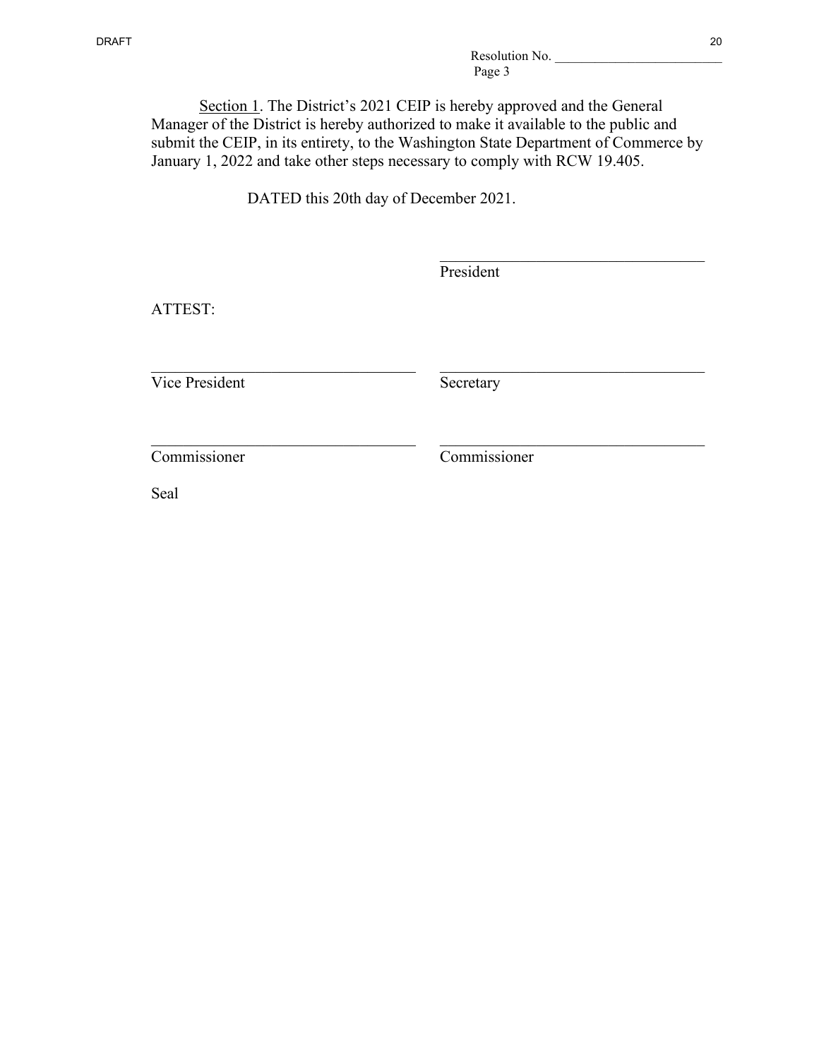Resolution No. _________________________
Page 3

Section 1. The District's 2021 CEIP is hereby approved and the General Manager of the District is hereby authorized to make it available to the public and submit the CEIP, in its entirety, to the Washington State Department of Commerce by January 1, 2022 and take other steps necessary to comply with RCW 19.405.

DATED this 20th day of December 2021.

__________________________________
President

ATTEST:

| | |
|---|---|
| __________________________________ | __________________________________ |
| Vice President | Secretary |
| __________________________________ | __________________________________ |
| Commissioner | Commissioner |

Seal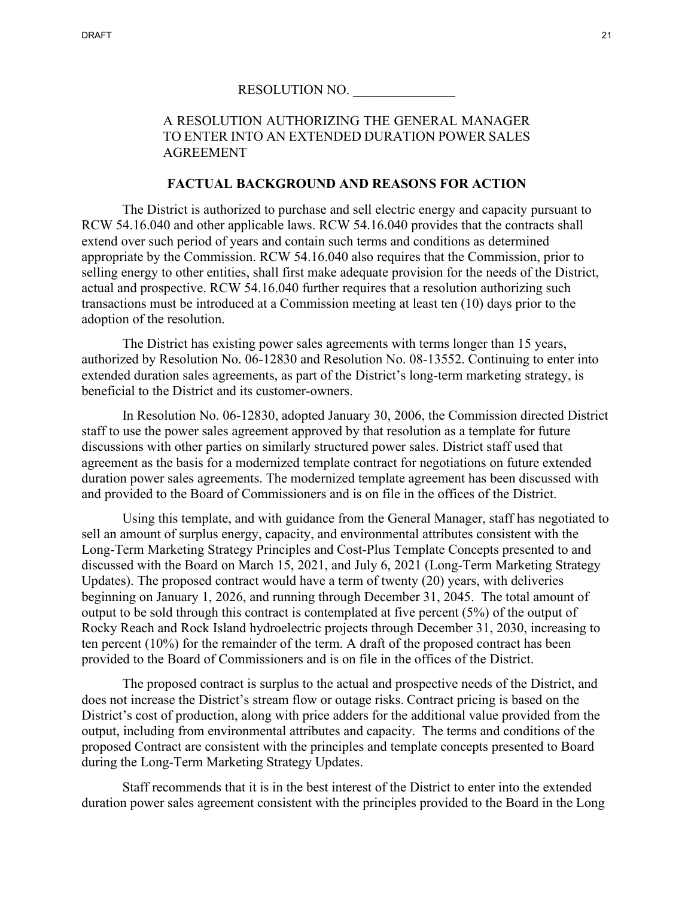RESOLUTION NO. _______________

A RESOLUTION AUTHORIZING THE GENERAL MANAGER TO ENTER INTO AN EXTENDED DURATION POWER SALES AGREEMENT

**FACTUAL BACKGROUND AND REASONS FOR ACTION**

The District is authorized to purchase and sell electric energy and capacity pursuant to RCW 54.16.040 and other applicable laws. RCW 54.16.040 provides that the contracts shall extend over such period of years and contain such terms and conditions as determined appropriate by the Commission. RCW 54.16.040 also requires that the Commission, prior to selling energy to other entities, shall first make adequate provision for the needs of the District, actual and prospective. RCW 54.16.040 further requires that a resolution authorizing such transactions must be introduced at a Commission meeting at least ten (10) days prior to the adoption of the resolution.

The District has existing power sales agreements with terms longer than 15 years, authorized by Resolution No. 06-12830 and Resolution No. 08-13552. Continuing to enter into extended duration sales agreements, as part of the District's long-term marketing strategy, is beneficial to the District and its customer-owners.

In Resolution No. 06-12830, adopted January 30, 2006, the Commission directed District staff to use the power sales agreement approved by that resolution as a template for future discussions with other parties on similarly structured power sales. District staff used that agreement as the basis for a modernized template contract for negotiations on future extended duration power sales agreements. The modernized template agreement has been discussed with and provided to the Board of Commissioners and is on file in the offices of the District.

Using this template, and with guidance from the General Manager, staff has negotiated to sell an amount of surplus energy, capacity, and environmental attributes consistent with the Long-Term Marketing Strategy Principles and Cost-Plus Template Concepts presented to and discussed with the Board on March 15, 2021, and July 6, 2021 (Long-Term Marketing Strategy Updates). The proposed contract would have a term of twenty (20) years, with deliveries beginning on January 1, 2026, and running through December 31, 2045. The total amount of output to be sold through this contract is contemplated at five percent (5%) of the output of Rocky Reach and Rock Island hydroelectric projects through December 31, 2030, increasing to ten percent (10%) for the remainder of the term. A draft of the proposed contract has been provided to the Board of Commissioners and is on file in the offices of the District.

The proposed contract is surplus to the actual and prospective needs of the District, and does not increase the District's stream flow or outage risks. Contract pricing is based on the District's cost of production, along with price adders for the additional value provided from the output, including from environmental attributes and capacity. The terms and conditions of the proposed Contract are consistent with the principles and template concepts presented to Board during the Long-Term Marketing Strategy Updates.

Staff recommends that it is in the best interest of the District to enter into the extended duration power sales agreement consistent with the principles provided to the Board in the Long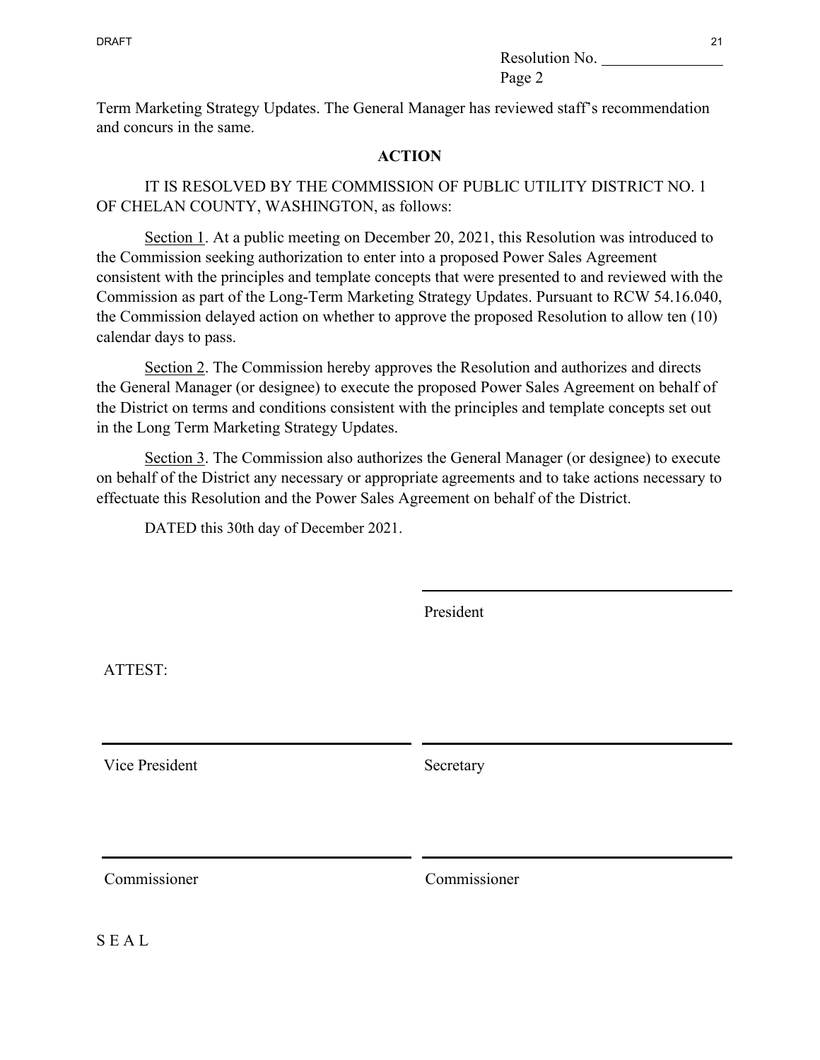Resolution No. _______________
Page 2

Term Marketing Strategy Updates. The General Manager has reviewed staff's recommendation and concurs in the same.

**ACTION**

IT IS RESOLVED BY THE COMMISSION OF PUBLIC UTILITY DISTRICT NO. 1 OF CHELAN COUNTY, WASHINGTON, as follows:

Section 1. At a public meeting on December 20, 2021, this Resolution was introduced to the Commission seeking authorization to enter into a proposed Power Sales Agreement consistent with the principles and template concepts that were presented to and reviewed with the Commission as part of the Long-Term Marketing Strategy Updates. Pursuant to RCW 54.16.040, the Commission delayed action on whether to approve the proposed Resolution to allow ten (10) calendar days to pass.

Section 2. The Commission hereby approves the Resolution and authorizes and directs the General Manager (or designee) to execute the proposed Power Sales Agreement on behalf of the District on terms and conditions consistent with the principles and template concepts set out in the Long Term Marketing Strategy Updates.

Section 3. The Commission also authorizes the General Manager (or designee) to execute on behalf of the District any necessary or appropriate agreements and to take actions necessary to effectuate this Resolution and the Power Sales Agreement on behalf of the District.

DATED this 30th day of December 2021.

_______________________________
President

ATTEST:

_______________________________ _______________________________
Vice President Secretary

_______________________________ _______________________________
Commissioner Commissioner

S E A L